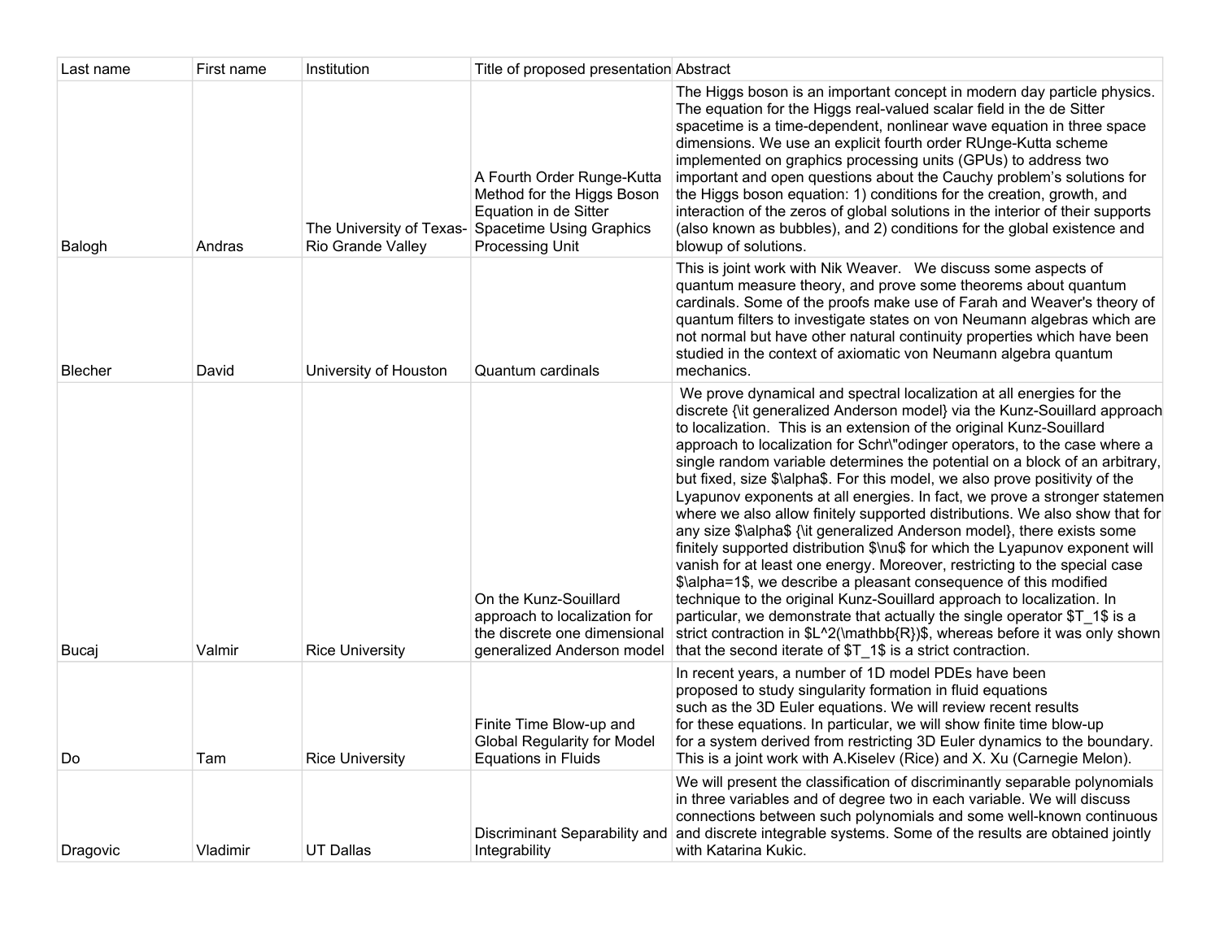| Last name | First name | Institution | Title of proposed presentation | Abstract |
| --- | --- | --- | --- | --- |
| Balogh | Andras | The University of Texas-Rio Grande Valley | A Fourth Order Runge-Kutta Method for the Higgs Boson Equation in de Sitter Spacetime Using Graphics Processing Unit | The Higgs boson is an important concept in modern day particle physics. The equation for the Higgs real-valued scalar field in the de Sitter spacetime is a time-dependent, nonlinear wave equation in three space dimensions. We use an explicit fourth order RUnge-Kutta scheme implemented on graphics processing units (GPUs) to address two important and open questions about the Cauchy problem's solutions for the Higgs boson equation: 1) conditions for the creation, growth, and interaction of the zeros of global solutions in the interior of their supports (also known as bubbles), and 2) conditions for the global existence and blowup of solutions. |
| Blecher | David | University of Houston | Quantum cardinals | This is joint work with Nik Weaver. We discuss some aspects of quantum measure theory, and prove some theorems about quantum cardinals. Some of the proofs make use of Farah and Weaver's theory of quantum filters to investigate states on von Neumann algebras which are not normal but have other natural continuity properties which have been studied in the context of axiomatic von Neumann algebra quantum mechanics. |
| Bucaj | Valmir | Rice University | On the Kunz-Souillard approach to localization for the discrete one dimensional generalized Anderson model | We prove dynamical and spectral localization at all energies for the discrete {\it generalized Anderson model} via the Kunz-Souillard approach to localization. This is an extension of the original Kunz-Souillard approach to localization for Schr\"odinger operators, to the case where a single random variable determines the potential on a block of an arbitrary, but fixed, size $\alpha$. For this model, we also prove positivity of the Lyapunov exponents at all energies. In fact, we prove a stronger statemen where we also allow finitely supported distributions. We also show that for any size $\alpha$ {\it generalized Anderson model}, there exists some finitely supported distribution $\nu$ for which the Lyapunov exponent will vanish for at least one energy. Moreover, restricting to the special case $\alpha=1$, we describe a pleasant consequence of this modified technique to the original Kunz-Souillard approach to localization. In particular, we demonstrate that actually the single operator $T_1$ is a strict contraction in $L^2(\mathbb{R})$, whereas before it was only shown that the second iterate of $T_1$ is a strict contraction. |
| Do | Tam | Rice University | Finite Time Blow-up and Global Regularity for Model Equations in Fluids | In recent years, a number of 1D model PDEs have been proposed to study singularity formation in fluid equations such as the 3D Euler equations. We will review recent results for these equations. In particular, we will show finite time blow-up for a system derived from restricting 3D Euler dynamics to the boundary. This is a joint work with A.Kiselev (Rice) and X. Xu (Carnegie Melon). |
| Dragovic | Vladimir | UT Dallas | Discriminant Separability and Integrability | We will present the classification of discriminantly separable polynomials in three variables and of degree two in each variable. We will discuss connections between such polynomials and some well-known continuous and discrete integrable systems. Some of the results are obtained jointly with Katarina Kukic. |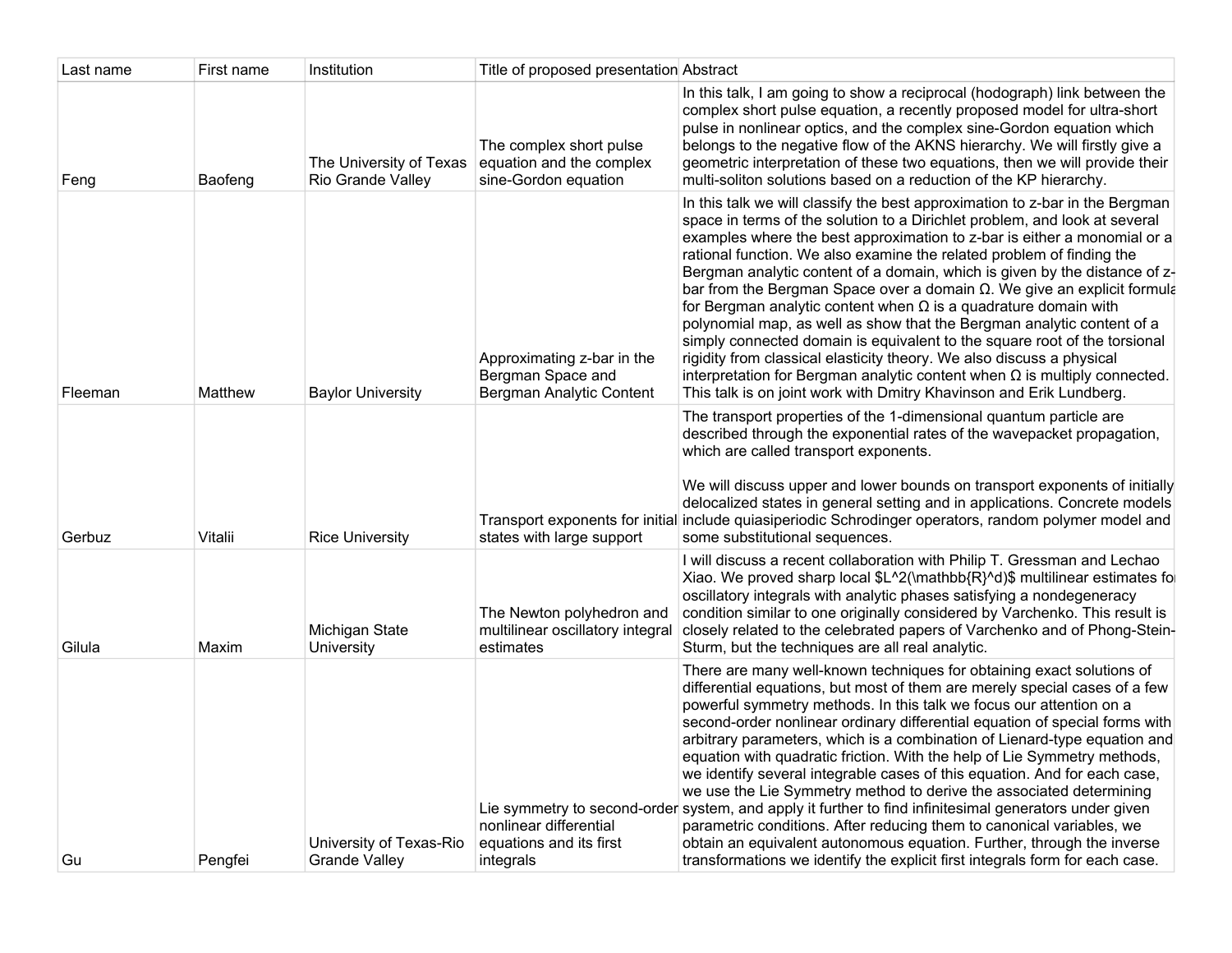| Last name | First name | Institution | Title of proposed presentation | Abstract |
| --- | --- | --- | --- | --- |
| Feng | Baofeng | The University of Texas Rio Grande Valley | The complex short pulse equation and the complex sine-Gordon equation | In this talk, I am going to show a reciprocal (hodograph) link between the complex short pulse equation, a recently proposed model for ultra-short pulse in nonlinear optics, and the complex sine-Gordon equation which belongs to the negative flow of the AKNS hierarchy. We will firstly give a geometric interpretation of these two equations, then we will provide their multi-soliton solutions based on a reduction of the KP hierarchy. |
| Fleeman | Matthew | Baylor University | Approximating z-bar in the Bergman Space and Bergman Analytic Content | In this talk we will classify the best approximation to z-bar in the Bergman space in terms of the solution to a Dirichlet problem, and look at several examples where the best approximation to z-bar is either a monomial or a rational function. We also examine the related problem of finding the Bergman analytic content of a domain, which is given by the distance of z-bar from the Bergman Space over a domain Ω. We give an explicit formula for Bergman analytic content when Ω is a quadrature domain with polynomial map, as well as show that the Bergman analytic content of a simply connected domain is equivalent to the square root of the torsional rigidity from classical elasticity theory. We also discuss a physical interpretation for Bergman analytic content when Ω is multiply connected. This talk is on joint work with Dmitry Khavinson and Erik Lundberg. |
| Gerbuz | Vitalii | Rice University | Transport exponents for initial states with large support | The transport properties of the 1-dimensional quantum particle are described through the exponential rates of the wavepacket propagation, which are called transport exponents.<br><br>We will discuss upper and lower bounds on transport exponents of initially delocalized states in general setting and in applications. Concrete models include quiasiperiodic Schrodinger operators, random polymer model and some substitutional sequences. |
| Gilula | Maxim | Michigan State University | The Newton polyhedron and multilinear oscillatory integral estimates | I will discuss a recent collaboration with Philip T. Gressman and Lechao Xiao. We proved sharp local $L^2(\mathbb{R}^d)$ multilinear estimates for oscillatory integrals with analytic phases satisfying a nondegeneracy condition similar to one originally considered by Varchenko. This result is closely related to the celebrated papers of Varchenko and of Phong-Stein-Sturm, but the techniques are all real analytic. |
| Gu | Pengfei | University of Texas-Rio Grande Valley | Lie symmetry to second-order nonlinear differential equations and its first integrals | There are many well-known techniques for obtaining exact solutions of differential equations, but most of them are merely special cases of a few powerful symmetry methods. In this talk we focus our attention on a second-order nonlinear ordinary differential equation of special forms with arbitrary parameters, which is a combination of Lienard-type equation and equation with quadratic friction. With the help of Lie Symmetry methods, we identify several integrable cases of this equation. And for each case, we use the Lie Symmetry method to derive the associated determining system, and apply it further to find infinitesimal generators under given parametric conditions. After reducing them to canonical variables, we obtain an equivalent autonomous equation. Further, through the inverse transformations we identify the explicit first integrals form for each case. |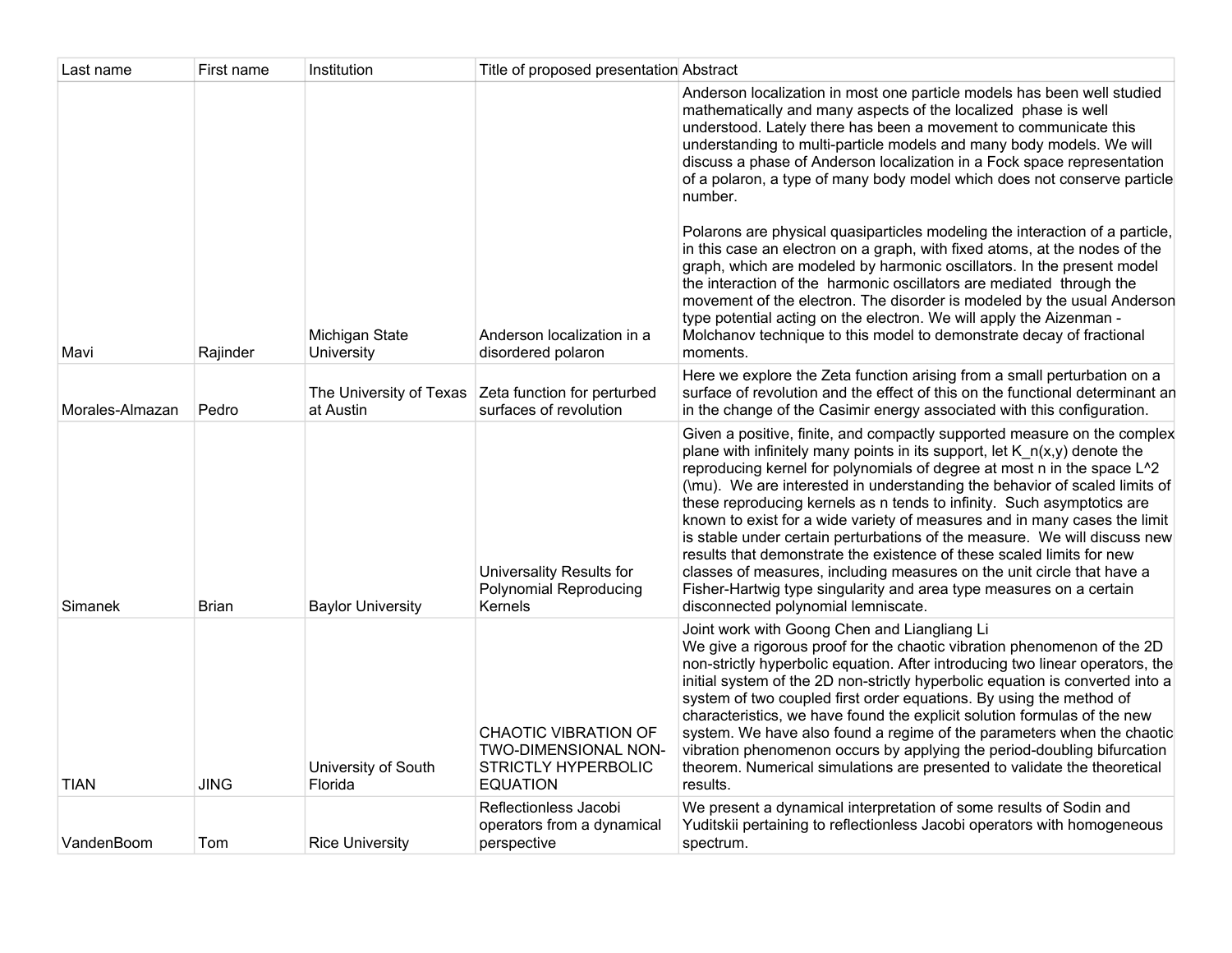| Last name | First name | Institution | Title of proposed presentation | Abstract |
| --- | --- | --- | --- | --- |
| Mavi | Rajinder | Michigan State University | Anderson localization in a disordered polaron | Anderson localization in most one particle models has been well studied mathematically and many aspects of the localized phase is well understood. Lately there has been a movement to communicate this understanding to multi-particle models and many body models. We will discuss a phase of Anderson localization in a Fock space representation of a polaron, a type of many body model which does not conserve particle number.<br><br>Polarons are physical quasiparticles modeling the interaction of a particle, in this case an electron on a graph, with fixed atoms, at the nodes of the graph, which are modeled by harmonic oscillators. In the present model the interaction of the harmonic oscillators are mediated through the movement of the electron. The disorder is modeled by the usual Anderson type potential acting on the electron. We will apply the Aizenman - Molchanov technique to this model to demonstrate decay of fractional moments. |
| Morales-Almazan | Pedro | The University of Texas at Austin | Zeta function for perturbed surfaces of revolution | Here we explore the Zeta function arising from a small perturbation on a surface of revolution and the effect of this on the functional determinant an in the change of the Casimir energy associated with this configuration. |
| Simanek | Brian | Baylor University | Universality Results for Polynomial Reproducing Kernels | Given a positive, finite, and compactly supported measure on the complex plane with infinitely many points in its support, let K_n(x,y) denote the reproducing kernel for polynomials of degree at most n in the space L^2 (\mu). We are interested in understanding the behavior of scaled limits of these reproducing kernels as n tends to infinity. Such asymptotics are known to exist for a wide variety of measures and in many cases the limit is stable under certain perturbations of the measure. We will discuss new results that demonstrate the existence of these scaled limits for new classes of measures, including measures on the unit circle that have a Fisher-Hartwig type singularity and area type measures on a certain disconnected polynomial lemniscate. |
| TIAN | JING | University of South Florida | CHAOTIC VIBRATION OF TWO-DIMENSIONAL NON-STRICTLY HYPERBOLIC EQUATION | Joint work with Goong Chen and Liangliang Li<br>We give a rigorous proof for the chaotic vibration phenomenon of the 2D non-strictly hyperbolic equation. After introducing two linear operators, the initial system of the 2D non-strictly hyperbolic equation is converted into a system of two coupled first order equations. By using the method of characteristics, we have found the explicit solution formulas of the new system. We have also found a regime of the parameters when the chaotic vibration phenomenon occurs by applying the period-doubling bifurcation theorem. Numerical simulations are presented to validate the theoretical results. |
| VandenBoom | Tom | Rice University | Reflectionless Jacobi operators from a dynamical perspective | We present a dynamical interpretation of some results of Sodin and Yuditskii pertaining to reflectionless Jacobi operators with homogeneous spectrum. |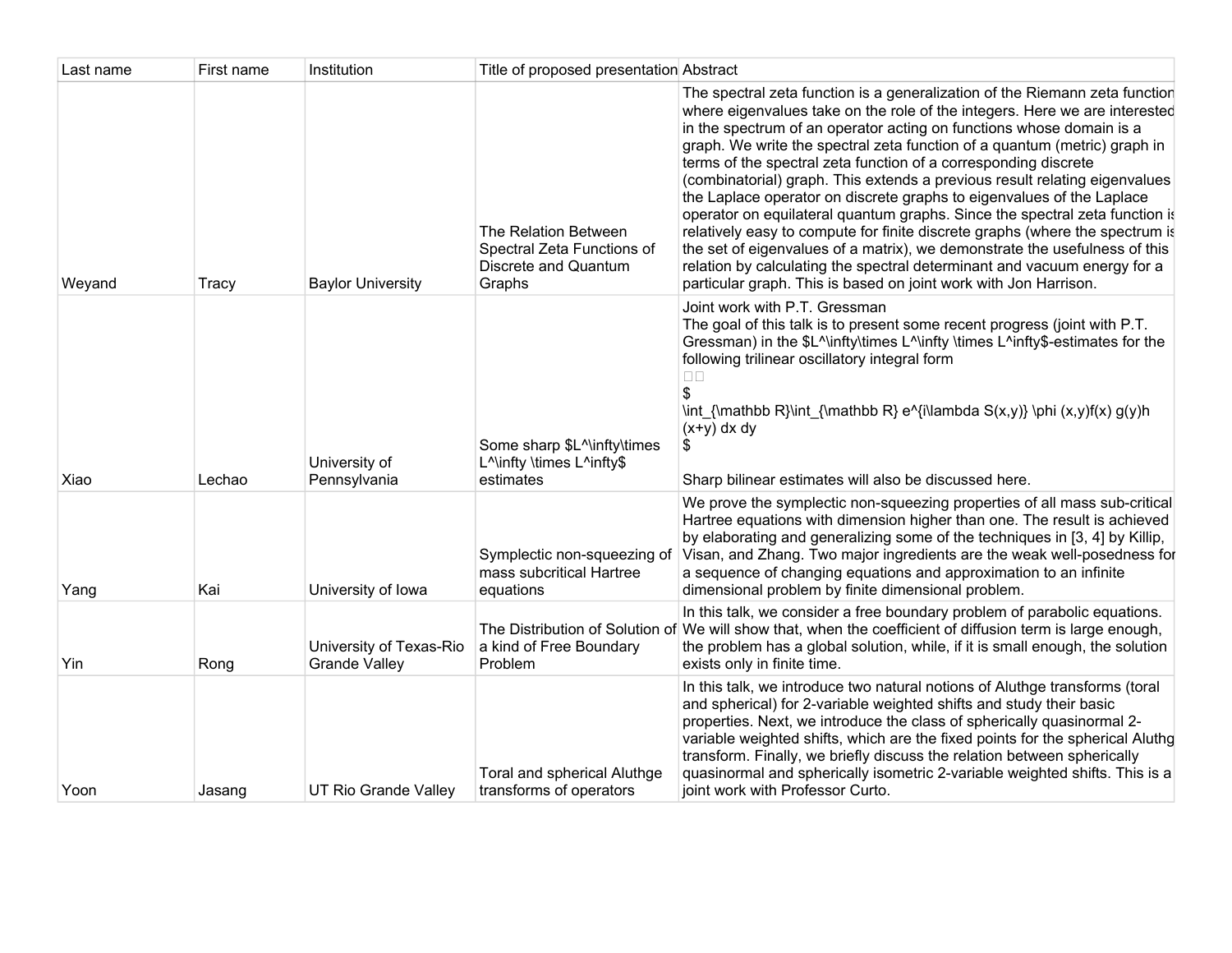| Last name | First name | Institution | Title of proposed presentation | Abstract |
|---|---|---|---|---|
| Weyand | Tracy | Baylor University | The Relation Between Spectral Zeta Functions of Discrete and Quantum Graphs | The spectral zeta function is a generalization of the Riemann zeta function where eigenvalues take on the role of the integers. Here we are interested in the spectrum of an operator acting on functions whose domain is a graph. We write the spectral zeta function of a quantum (metric) graph in terms of the spectral zeta function of a corresponding discrete (combinatorial) graph. This extends a previous result relating eigenvalues the Laplace operator on discrete graphs to eigenvalues of the Laplace operator on equilateral quantum graphs. Since the spectral zeta function is relatively easy to compute for finite discrete graphs (where the spectrum is the set of eigenvalues of a matrix), we demonstrate the usefulness of this relation by calculating the spectral determinant and vacuum energy for a particular graph. This is based on joint work with Jon Harrison. |
| Xiao | Lechao | University of Pennsylvania | Some sharp $L^\infty\times L^\infty \times L^\infty$ estimates | Joint work with P.T. Gressman<br>The goal of this talk is to present some recent progress (joint with P.T. Gressman) in the $L^\infty\times L^\infty \times L^\infty$-estimates for the following trilinear oscillatory integral form<br>$\int_{\mathbb R}\int_{\mathbb R} e^{i\lambda S(x,y)} \phi (x,y)f(x) g(y)h(x+y) dx dy$<br><br>Sharp bilinear estimates will also be discussed here. |
| Yang | Kai | University of Iowa | Symplectic non-squeezing of mass subcritical Hartree equations | We prove the symplectic non-squeezing properties of all mass sub-critical Hartree equations with dimension higher than one. The result is achieved by elaborating and generalizing some of the techniques in [3, 4] by Killip, Visan, and Zhang. Two major ingredients are the weak well-posedness for a sequence of changing equations and approximation to an infinite dimensional problem by finite dimensional problem. |
| Yin | Rong | University of Texas-Rio Grande Valley | The Distribution of Solution of a kind of Free Boundary Problem | In this talk, we consider a free boundary problem of parabolic equations. We will show that, when the coefficient of diffusion term is large enough, the problem has a global solution, while, if it is small enough, the solution exists only in finite time. |
| Yoon | Jasang | UT Rio Grande Valley | Toral and spherical Aluthge transforms of operators | In this talk, we introduce two natural notions of Aluthge transforms (toral and spherical) for 2-variable weighted shifts and study their basic properties. Next, we introduce the class of spherically quasinormal 2-variable weighted shifts, which are the fixed points for the spherical Aluthge transform. Finally, we briefly discuss the relation between spherically quasinormal and spherically isometric 2-variable weighted shifts. This is a joint work with Professor Curto. |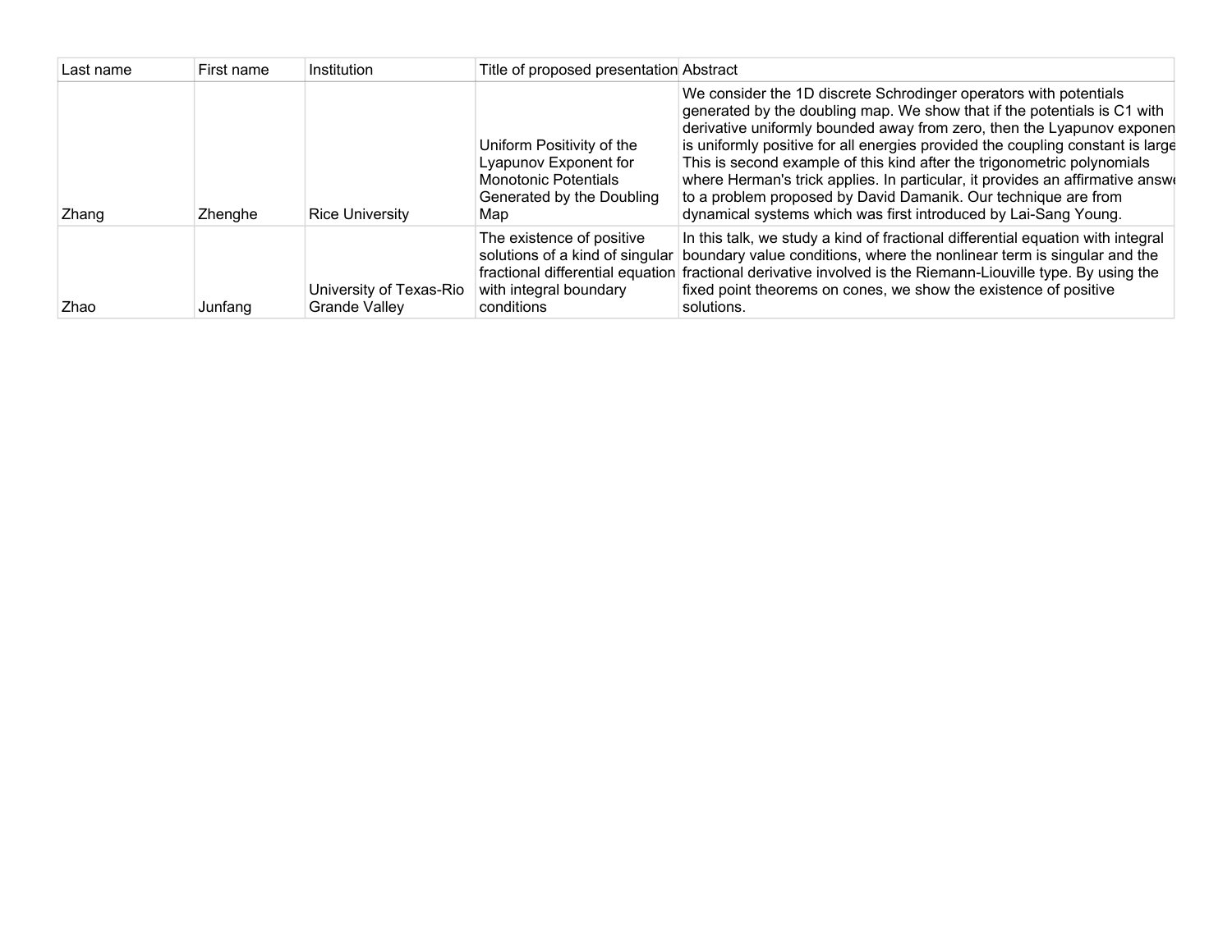| Last name | First name | Institution | Title of proposed presentation | Abstract |
|---|---|---|---|---|
| Zhang | Zhenghe | Rice University | Uniform Positivity of the Lyapunov Exponent for Monotonic Potentials Generated by the Doubling Map | We consider the 1D discrete Schrodinger operators with potentials generated by the doubling map. We show that if the potentials is C1 with derivative uniformly bounded away from zero, then the Lyapunov exponen is uniformly positive for all energies provided the coupling constant is large This is second example of this kind after the trigonometric polynomials where Herman's trick applies. In particular, it provides an affirmative answe to a problem proposed by David Damanik. Our technique are from dynamical systems which was first introduced by Lai-Sang Young. |
| Zhao | Junfang | University of Texas-Rio Grande Valley | The existence of positive solutions of a kind of singular fractional differential equation with integral boundary conditions | In this talk, we study a kind of fractional differential equation with integral boundary value conditions, where the nonlinear term is singular and the fractional derivative involved is the Riemann-Liouville type. By using the fixed point theorems on cones, we show the existence of positive solutions. |